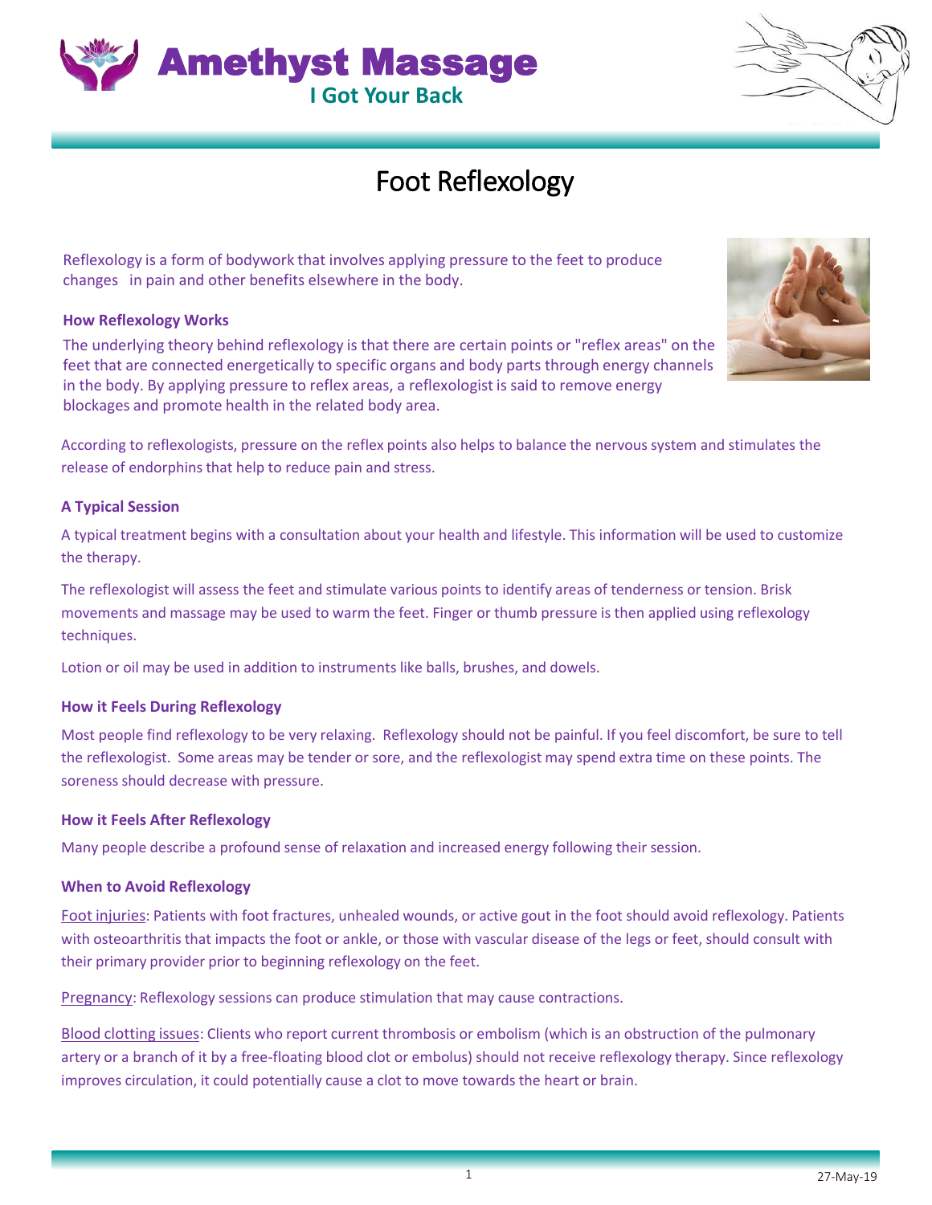Amethyst Massage

I Got Your Back

# Foot Reflexology

Reflexology is a form of bodywork that involves applying pressure to the feet to produce changes in pain and other benefits elsewhere in the body.

### How Reflexology Works

The underlying theory behind reflexology is that there are certain points or "reflex areas" on the feet that are connected energetically to specific organs and body parts through energy channels in the body. By applying pressure to reflex areas, a reflexologist is said to remove energy blockages and promote health in the related body area.

According to reflexologists, pressure on the reflex points also helps to balance the nervous system and stimulates the release of endorphins that help to reduce pain and stress.

### A Typical Session

A typical treatment begins with a consultation about your health and lifestyle. This information will be used to customize the therapy.

The reflexologist will assess the feet and stimulate various points to identify areas of tenderness or tension. Brisk movements and massage may be used to warm the feet. Finger or thumb pressure is then applied using reflexology techniques.

Lotion or oil may be used in addition to instruments like balls, brushes, and dowels.

### How it Feels During Reflexology

Most people find reflexology to be very relaxing. Reflexology should not be painful. If you feel discomfort, be sure to tell the reflexologist. Some areas may be tender or sore, and the reflexologist may spend extra time on these points. The soreness should decrease with pressure.

### How it Feels After Reflexology

Many people describe a profound sense of relaxation and increased energy following their session.

### When to Avoid Reflexology

Foot injuries: Patients with foot fractures, unhealed wounds, or active gout in the foot should avoid reflexology. Patients with osteoarthritis that impacts the foot or ankle, or those with vascular disease of the legs or feet, should consult with their primary provider prior to beginning reflexology on the feet.

Pregnancy: Reflexology sessions can produce stimulation that may cause contractions.

Blood clotting issues: Clients who report current thrombosis or embolism (which is an obstruction of the pulmonary artery or a branch of it by a free-floating blood clot or embolus) should not receive reflexology therapy. Since reflexology improves circulation, it could potentially cause a clot to move towards the heart or brain.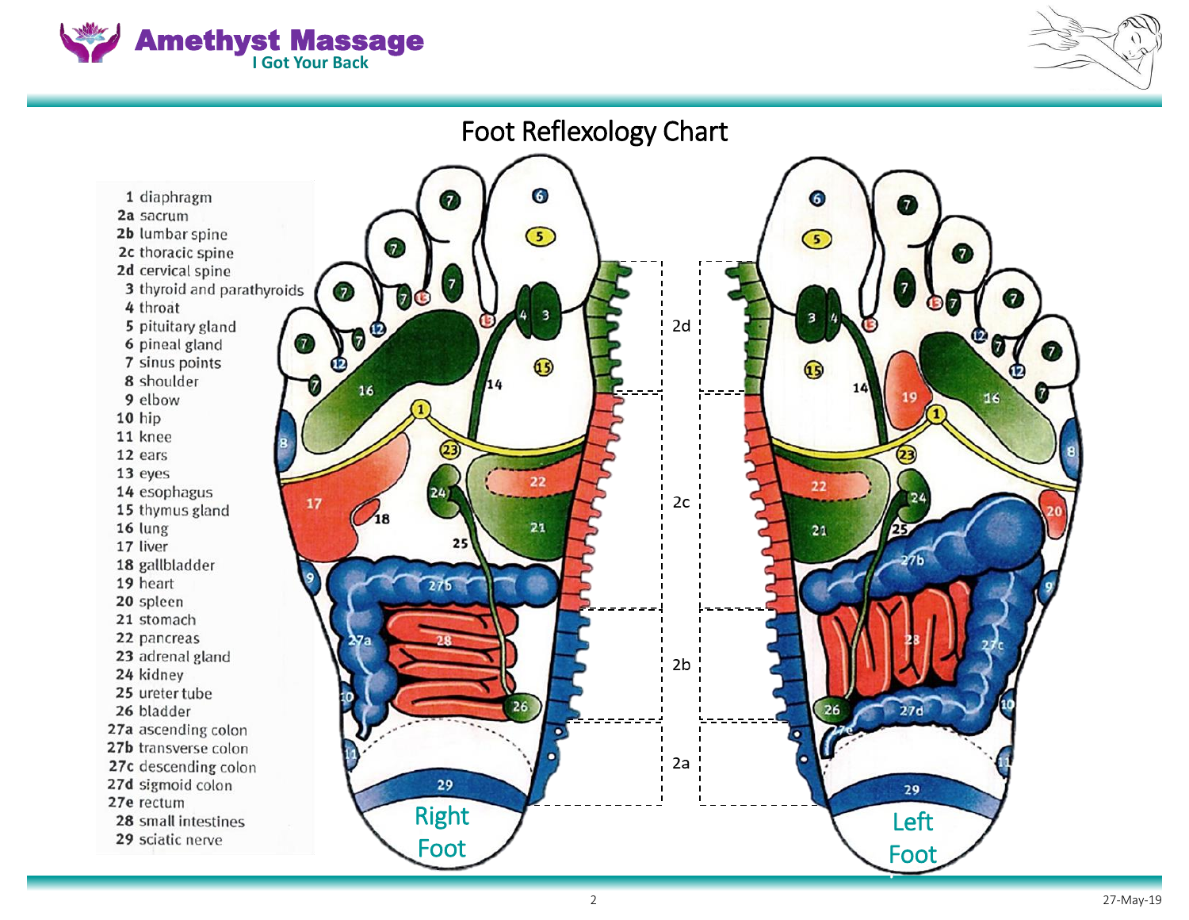# Foot Reflexology Chart

1 diaphragm
2a sacrum
2b lumbar spine
2c thoracic spine
2d cervical spine
3 thyroid and parathyroids
4 throat
5 pituitary gland
6 pineal gland
7 sinus points
8 shoulder
9 elbow
10 hip
11 knee
12 ears
13 eyes
14 esophagus
15 thymus gland
16 lung
17 liver
18 gallbladder
19 heart
20 spleen
21 stomach
22 pancreas
23 adrenal gland
24 kidney
25 ureter tube
26 bladder
27a ascending colon
27b transverse colon
27c descending colon
27d sigmoid colon
27e rectum
28 small intestines
29 sciatic nerve

2d
2c
2b
2a

Right Foot

Left Foot